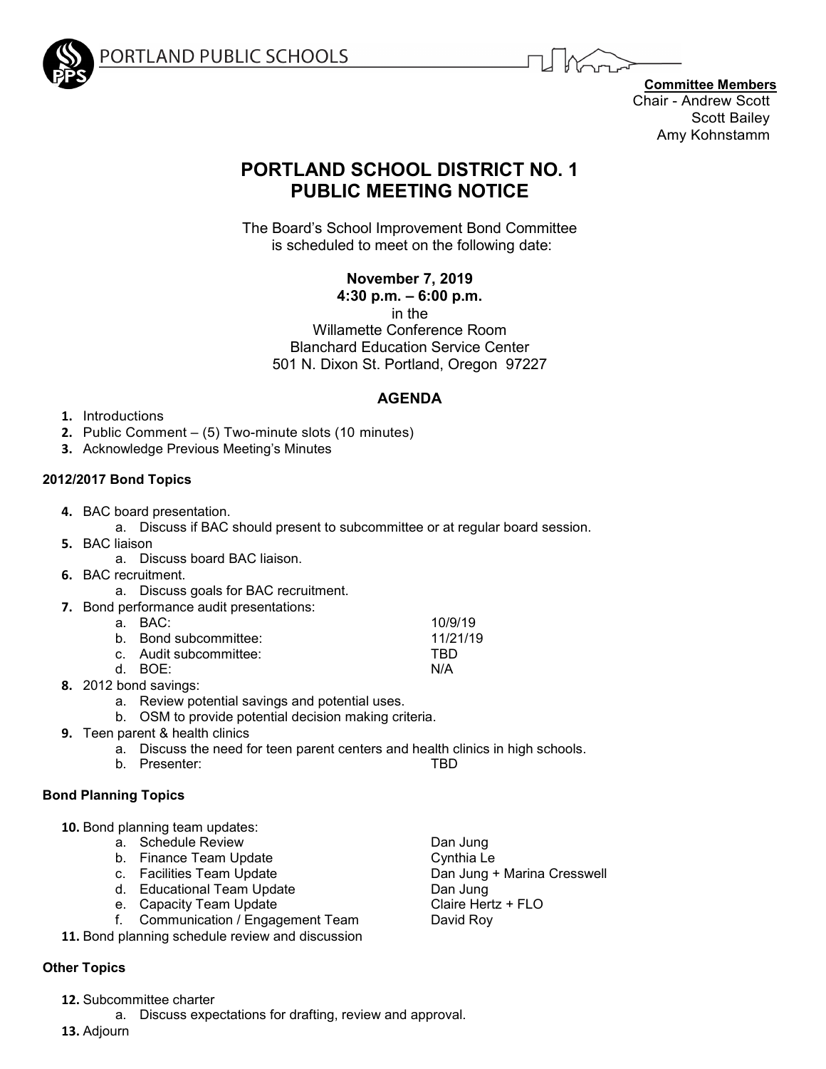PORTLAND PUBLIC SCHOOLS

**Committee Members**
Chair - Andrew Scott
Scott Bailey
Amy Kohnstamm

# PORTLAND SCHOOL DISTRICT NO. 1
# PUBLIC MEETING NOTICE

The Board's School Improvement Bond Committee
is scheduled to meet on the following date:

**November 7, 2019**
**4:30 p.m. – 6:00 p.m.**
in the
Willamette Conference Room
Blanchard Education Service Center
501 N. Dixon St. Portland, Oregon 97227

## AGENDA

1. Introductions
2. Public Comment – (5) Two-minute slots (10 minutes)
3. Acknowledge Previous Meeting's Minutes

### 2012/2017 Bond Topics

4. BAC board presentation.
   a. Discuss if BAC should present to subcommittee or at regular board session.
5. BAC liaison
   a. Discuss board BAC liaison.
6. BAC recruitment.
   a. Discuss goals for BAC recruitment.
7. Bond performance audit presentations:
   a. BAC: 10/9/19
   b. Bond subcommittee: 11/21/19
   c. Audit subcommittee: TBD
   d. BOE: N/A
8. 2012 bond savings:
   a. Review potential savings and potential uses.
   b. OSM to provide potential decision making criteria.
9. Teen parent & health clinics
   a. Discuss the need for teen parent centers and health clinics in high schools.
   b. Presenter: TBD

### Bond Planning Topics

10. Bond planning team updates:
    a. Schedule Review — Dan Jung
    b. Finance Team Update — Cynthia Le
    c. Facilities Team Update — Dan Jung + Marina Cresswell
    d. Educational Team Update — Dan Jung
    e. Capacity Team Update — Claire Hertz + FLO
    f. Communication / Engagement Team — David Roy
11. Bond planning schedule review and discussion

### Other Topics

12. Subcommittee charter
    a. Discuss expectations for drafting, review and approval.
13. Adjourn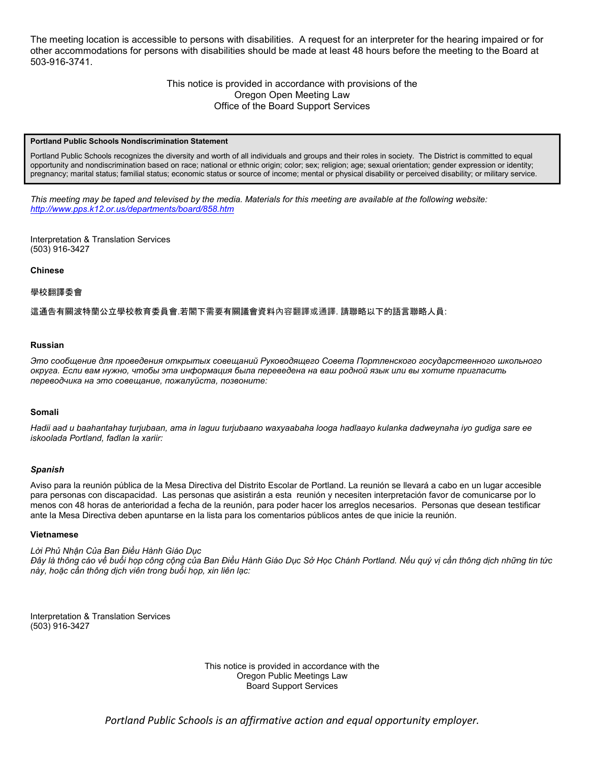The meeting location is accessible to persons with disabilities. A request for an interpreter for the hearing impaired or for other accommodations for persons with disabilities should be made at least 48 hours before the meeting to the Board at 503-916-3741.

This notice is provided in accordance with provisions of the
Oregon Open Meeting Law
Office of the Board Support Services

**Portland Public Schools Nondiscrimination Statement**

Portland Public Schools recognizes the diversity and worth of all individuals and groups and their roles in society. The District is committed to equal opportunity and nondiscrimination based on race; national or ethnic origin; color; sex; religion; age; sexual orientation; gender expression or identity; pregnancy; marital status; familial status; economic status or source of income; mental or physical disability or perceived disability; or military service.

*This meeting may be taped and televised by the media. Materials for this meeting are available at the following website: [http://www.pps.k12.or.us/departments/board/858.htm](http://www.pps.k12.or.us/departments/board/858.htm)*

Interpretation & Translation Services
(503) 916-3427

**Chinese**

學校翻譯委會

這通告有關波特蘭公立學校教育委員會.若閣下需要有關議會資料內容翻譯或通譯. 請聯略以下的語言聯略人員:

**Russian**

*Это сообщение для проведения открытых совещаний Руководящего Совета Портленского государственного школьного округа. Если вам нужно, чтобы эта информация была переведена на ваш родной язык или вы хотите пригласить переводчика на это совещание, пожалуйста, позвоните:*

**Somali**

*Hadii aad u baahantahay turjubaan, ama in laguu turjubaano waxyaabaha looga hadlaayo kulanka dadweynaha iyo gudiga sare ee iskoolada Portland, fadlan la xariir:*

***Spanish***

Aviso para la reunión pública de la Mesa Directiva del Distrito Escolar de Portland. La reunión se llevará a cabo en un lugar accesible para personas con discapacidad. Las personas que asistirán a esta reunión y necesiten interpretación favor de comunicarse por lo menos con 48 horas de anterioridad a fecha de la reunión, para poder hacer los arreglos necesarios. Personas que desean testificar ante la Mesa Directiva deben apuntarse en la lista para los comentarios públicos antes de que inicie la reunión.

**Vietnamese**

*Lời Phủ Nhận Của Ban Điều Hành Giáo Dục*
*Đây là thông cáo về buổi họp công cộng của Ban Điều Hành Giáo Dục Sở Học Chánh Portland. Nếu quý vị cần thông dịch những tin tức này, hoặc cần thông dịch viên trong buổi họp, xin liên lạc:*

Interpretation & Translation Services
(503) 916-3427

This notice is provided in accordance with the
Oregon Public Meetings Law
Board Support Services

*Portland Public Schools is an affirmative action and equal opportunity employer.*